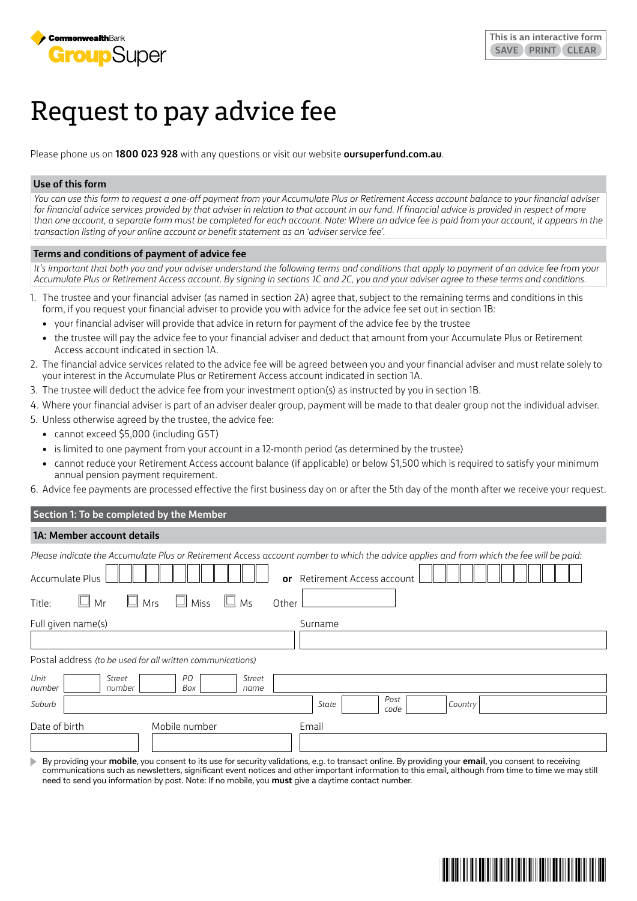CommonwealthBank GroupSuper

This is an interactive form SAVE PRINT CLEAR

# Request to pay advice fee

Please phone us on **1800 023 928** with any questions or visit our website **oursuperfund.com.au**.

## Use of this form

*You can use this form to request a one-off payment from your Accumulate Plus or Retirement Access account balance to your financial adviser for financial advice services provided by that adviser in relation to that account in our fund. If financial advice is provided in respect of more than one account, a separate form must be completed for each account. Note: Where an advice fee is paid from your account, it appears in the transaction listing of your online account or benefit statement as an 'adviser service fee'.*

## Terms and conditions of payment of advice fee

*It's important that both you and your adviser understand the following terms and conditions that apply to payment of an advice fee from your Accumulate Plus or Retirement Access account. By signing in sections 1C and 2C, you and your adviser agree to these terms and conditions.*

1. The trustee and your financial adviser (as named in section 2A) agree that, subject to the remaining terms and conditions in this form, if you request your financial adviser to provide you with advice for the advice fee set out in section 1B:
   - your financial adviser will provide that advice in return for payment of the advice fee by the trustee
   - the trustee will pay the advice fee to your financial adviser and deduct that amount from your Accumulate Plus or Retirement Access account indicated in section 1A.
2. The financial advice services related to the advice fee will be agreed between you and your financial adviser and must relate solely to your interest in the Accumulate Plus or Retirement Access account indicated in section 1A.
3. The trustee will deduct the advice fee from your investment option(s) as instructed by you in section 1B.
4. Where your financial adviser is part of an adviser dealer group, payment will be made to that dealer group not the individual adviser.
5. Unless otherwise agreed by the trustee, the advice fee:
   - cannot exceed $5,000 (including GST)
   - is limited to one payment from your account in a 12-month period (as determined by the trustee)
   - cannot reduce your Retirement Access account balance (if applicable) or below $1,500 which is required to satisfy your minimum annual pension payment requirement.
6. Advice fee payments are processed effective the first business day on or after the 5th day of the month after we receive your request.

## Section 1: To be completed by the Member

### 1A: Member account details

*Please indicate the Accumulate Plus or Retirement Access account number to which the advice applies and from which the fee will be paid:*

Accumulate Plus ☐☐☐☐☐☐☐☐☐☐☐☐ **or** Retirement Access account ☐☐☐☐☐☐☐☐☐☐☐☐

Title: ☐ Mr ☐ Mrs ☐ Miss ☐ Ms Other ____________

Full given name(s) ____________ Surname ____________

Postal address *(to be used for all written communications)*

*Unit number* ______ *Street number* ______ *PO Box* ______ *Street name* ____________

*Suburb* ____________ *State* ______ *Post code* ______ *Country* ____________

Date of birth ____________ Mobile number ____________ Email ____________

By providing your **mobile**, you consent to its use for security validations, e.g. to transact online. By providing your **email**, you consent to receiving communications such as newsletters, significant event notices and other important information to this email, although from time to time we may still need to send you information by post. Note: If no mobile, you **must** give a daytime contact number.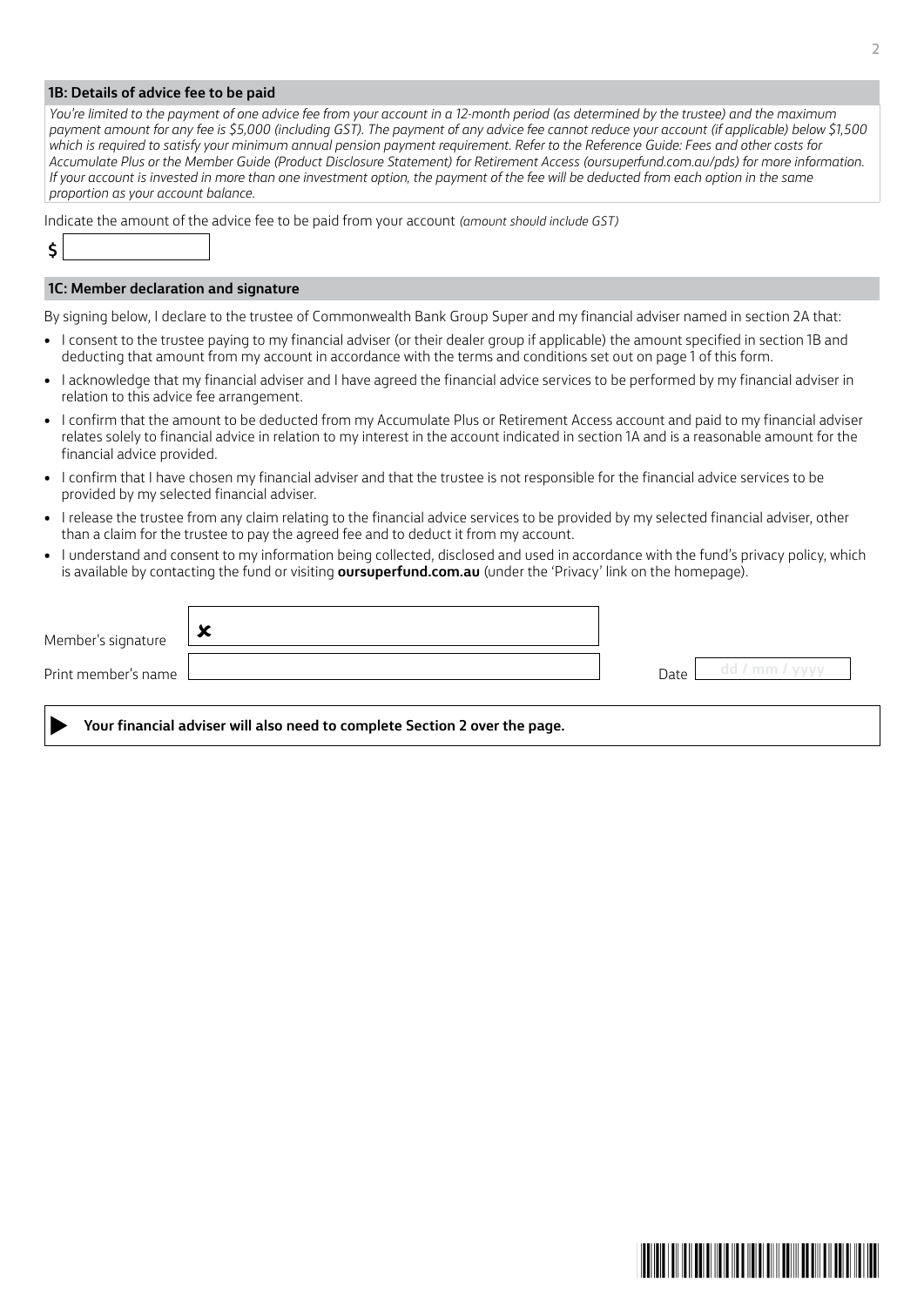### 1B: Details of advice fee to be paid

*You're limited to the payment of one advice fee from your account in a 12-month period (as determined by the trustee) and the maximum payment amount for any fee is $5,000 (including GST). The payment of any advice fee cannot reduce your account (if applicable) below $1,500 which is required to satisfy your minimum annual pension payment requirement. Refer to the Reference Guide: Fees and other costs for Accumulate Plus or the Member Guide (Product Disclosure Statement) for Retirement Access (oursuperfund.com.au/pds) for more information. If your account is invested in more than one investment option, the payment of the fee will be deducted from each option in the same proportion as your account balance.*

Indicate the amount of the advice fee to be paid from your account *(amount should include GST)*

$ ____________

### 1C: Member declaration and signature

By signing below, I declare to the trustee of Commonwealth Bank Group Super and my financial adviser named in section 2A that:

- I consent to the trustee paying to my financial adviser (or their dealer group if applicable) the amount specified in section 1B and deducting that amount from my account in accordance with the terms and conditions set out on page 1 of this form.
- I acknowledge that my financial adviser and I have agreed the financial advice services to be performed by my financial adviser in relation to this advice fee arrangement.
- I confirm that the amount to be deducted from my Accumulate Plus or Retirement Access account and paid to my financial adviser relates solely to financial advice in relation to my interest in the account indicated in section 1A and is a reasonable amount for the financial advice provided.
- I confirm that I have chosen my financial adviser and that the trustee is not responsible for the financial advice services to be provided by my selected financial adviser.
- I release the trustee from any claim relating to the financial advice services to be provided by my selected financial adviser, other than a claim for the trustee to pay the agreed fee and to deduct it from my account.
- I understand and consent to my information being collected, disclosed and used in accordance with the fund's privacy policy, which is available by contacting the fund or visiting **oursuperfund.com.au** (under the 'Privacy' link on the homepage).

Member's signature ✘ ____________

Print member's name ____________ Date dd / mm / yyyy

**Your financial adviser will also need to complete Section 2 over the page.**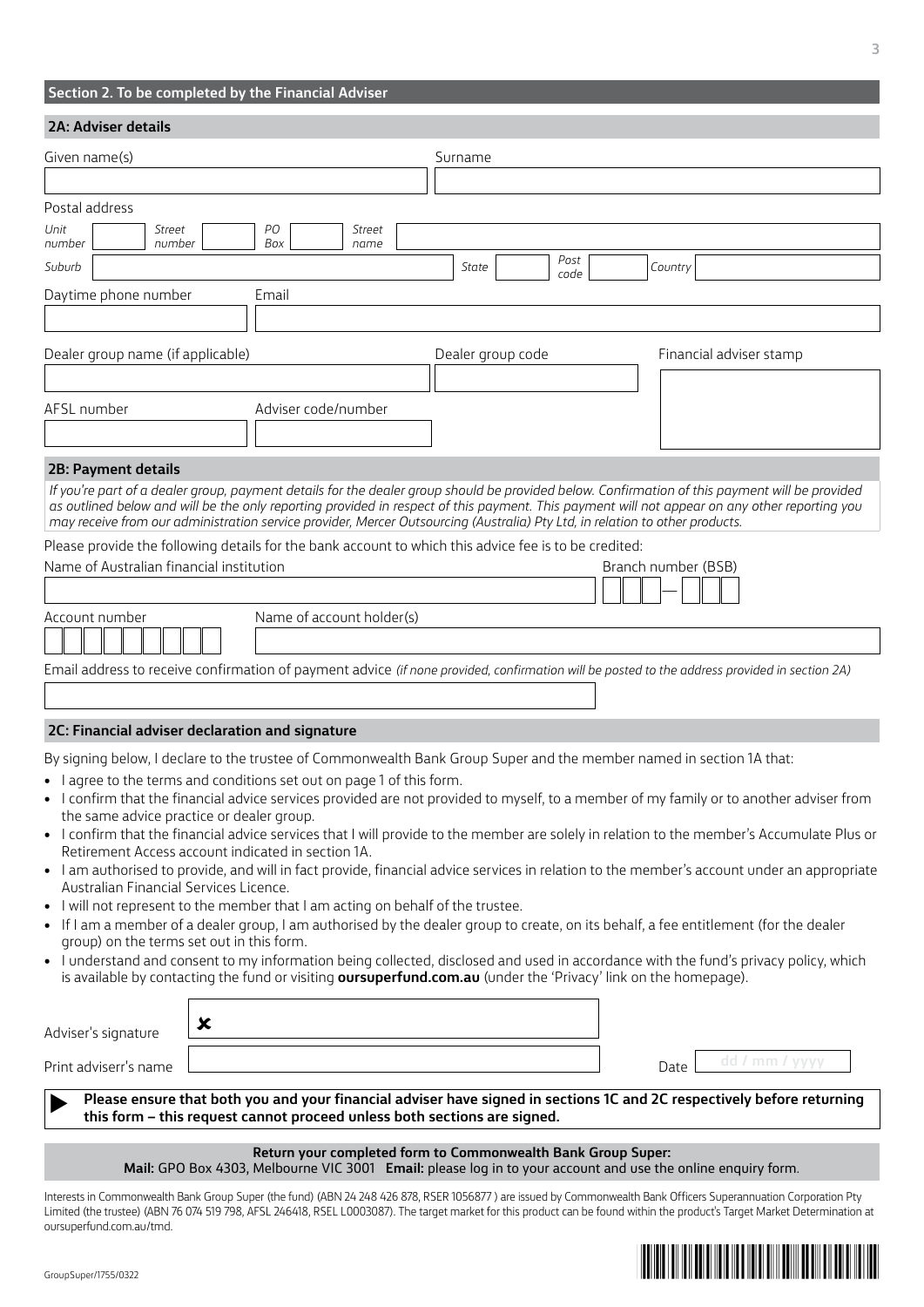## Section 2. To be completed by the Financial Adviser

### 2A: Adviser details

Given name(s)

Surname

Postal address

*Unit number* *Street number* *PO Box* *Street name*

*Suburb* *State* *Post code* *Country*

Daytime phone number

Email

Dealer group name (if applicable)

Dealer group code

Financial adviser stamp

AFSL number

Adviser code/number

### 2B: Payment details

*If you're part of a dealer group, payment details for the dealer group should be provided below. Confirmation of this payment will be provided as outlined below and will be the only reporting provided in respect of this payment. This payment will not appear on any other reporting you may receive from our administration service provider, Mercer Outsourcing (Australia) Pty Ltd, in relation to other products.*

Please provide the following details for the bank account to which this advice fee is to be credited:

Name of Australian financial institution

Branch number (BSB) — 

Account number

Name of account holder(s)

Email address to receive confirmation of payment advice *(if none provided, confirmation will be posted to the address provided in section 2A)*

### 2C: Financial adviser declaration and signature

By signing below, I declare to the trustee of Commonwealth Bank Group Super and the member named in section 1A that:

- I agree to the terms and conditions set out on page 1 of this form.
- I confirm that the financial advice services provided are not provided to myself, to a member of my family or to another adviser from the same advice practice or dealer group.
- I confirm that the financial advice services that I will provide to the member are solely in relation to the member's Accumulate Plus or Retirement Access account indicated in section 1A.
- I am authorised to provide, and will in fact provide, financial advice services in relation to the member's account under an appropriate Australian Financial Services Licence.
- I will not represent to the member that I am acting on behalf of the trustee.
- If I am a member of a dealer group, I am authorised by the dealer group to create, on its behalf, a fee entitlement (for the dealer group) on the terms set out in this form.
- I understand and consent to my information being collected, disclosed and used in accordance with the fund's privacy policy, which is available by contacting the fund or visiting **oursuperfund.com.au** (under the 'Privacy' link on the homepage).

Adviser's signature ✘

Print adviserr's name

Date dd / mm / yyyy

**Please ensure that both you and your financial adviser have signed in sections 1C and 2C respectively before returning this form – this request cannot proceed unless both sections are signed.**

**Return your completed form to Commonwealth Bank Group Super:**
**Mail:** GPO Box 4303, Melbourne VIC 3001 **Email:** please log in to your account and use the online enquiry form.

Interests in Commonwealth Bank Group Super (the fund) (ABN 24 248 426 878, RSER 1056877 ) are issued by Commonwealth Bank Officers Superannuation Corporation Pty Limited (the trustee) (ABN 76 074 519 798, AFSL 246418, RSEL L0003087). The target market for this product can be found within the product's Target Market Determination at oursuperfund.com.au/tmd.

GroupSuper/1755/0322